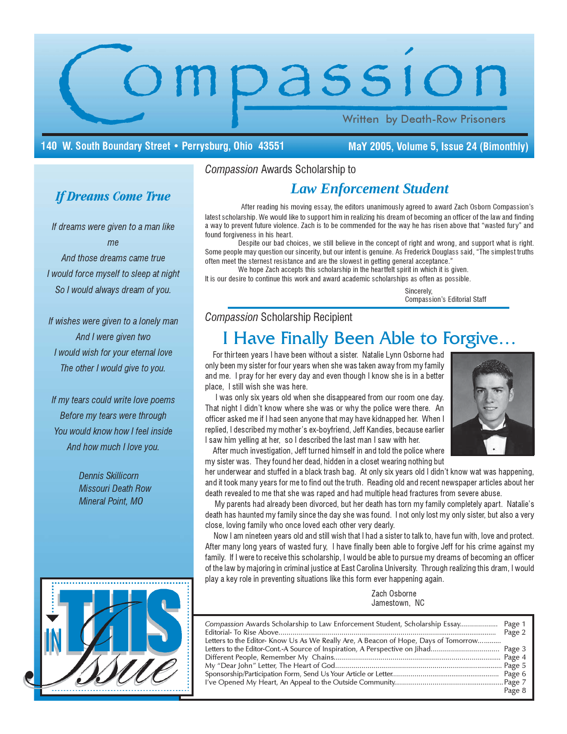# Compassion

Written by Death-Row Prisoners

140 W. South Boundary Street • Perrysburg, Ohio 43551

MaY 2005, Volume 5, Issue 24 (Bimonthly)

## *If Dreams Come True*

*If dreams were given to a man like me*
*And those dreams came true*
*I would force myself to sleep at night*
*So I would always dream of you.*

*If wishes were given to a lonely man*
*And I were given two*
*I would wish for your eternal love*
*The other I would give to you.*

*If my tears could write love poems*
*Before my tears were through*
*You would know how I feel inside*
*And how much I love you.*

*Dennis Skillicorn*
*Missouri Death Row*
*Mineral Point, MO*

*Compassion* Awards Scholarship to

## *Law Enforcement Student*

After reading his moving essay, the editors unanimously agreed to award Zach Osborn Compassion's latest scholarship. We would like to support him in realizing his dream of becoming an officer of the law and finding a way to prevent future violence. Zach is to be commended for the way he has risen above that "wasted fury" and found forgiveness in his heart.

Despite our bad choices, we still believe in the concept of right and wrong, and support what is right. Some people may question our sincerity, but our intent is genuine. As Frederick Douglass said, "The simplest truths often meet the sternest resistance and are the slowest in getting general acceptance."

We hope Zach accepts this scholarship in the heartfelt spirit in which it is given. It is our desire to continue this work and award academic scholarships as often as possible.

Sincerely,
Compassion's Editorial Staff

*Compassion* Scholarship Recipient

## I Have Finally Been Able to Forgive…

For thirteen years I have been without a sister. Natalie Lynn Osborne had only been my sister for four years when she was taken away from my family and me. I pray for her every day and even though I know she is in a better place, I still wish she was here.

I was only six years old when she disappeared from our room one day. That night I didn't know where she was or why the police were there. An officer asked me if I had seen anyone that may have kidnapped her. When I replied, I described my mother's ex-boyfriend, Jeff Kandies, because earlier I saw him yelling at her, so I described the last man I saw with her.

After much investigation, Jeff turned himself in and told the police where my sister was. They found her dead, hidden in a closet wearing nothing but her underwear and stuffed in a black trash bag. At only six years old I didn't know wat was happening, and it took many years for me to find out the truth. Reading old and recent newspaper articles about her death revealed to me that she was raped and had multiple head fractures from severe abuse.

My parents had already been divorced, but her death has torn my family completely apart. Natalie's death has haunted my family since the day she was found. I not only lost my only sister, but also a very close, loving family who once loved each other very dearly.

Now I am nineteen years old and still wish that I had a sister to talk to, have fun with, love and protect. After many long years of wasted fury, I have finally been able to forgive Jeff for his crime against my family. If I were to receive this scholarship, I would be able to pursue my dreams of becoming an officer of the law by majoring in criminal justice at East Carolina University. Through realizing this dram, I would play a key role in preventing situations like this form ever happening again.

Zach Osborne
Jamestown, NC

## In This Issue

*Compassion* Awards Scholarship to Law Enforcement Student, Scholarship Essay.................. Page 1
Editorial- To Rise Above.................. Page 2
Letters to the Editor- Know Us As We Really Are, A Beacon of Hope, Days of Tomorrow.................. Page 3
Letters to the Editor-Cont.-A Source of Inspiration, A Perspective on Jihad.................. Page 4
Different People, Remember My Chains.................. Page 5
My "Dear John" Letter, The Heart of God.................. Page 6
Sponsorship/Participation Form, Send Us Your Article or Letter.................. Page 7
I've Opened My Heart, An Appeal to the Outside Community.................. Page 8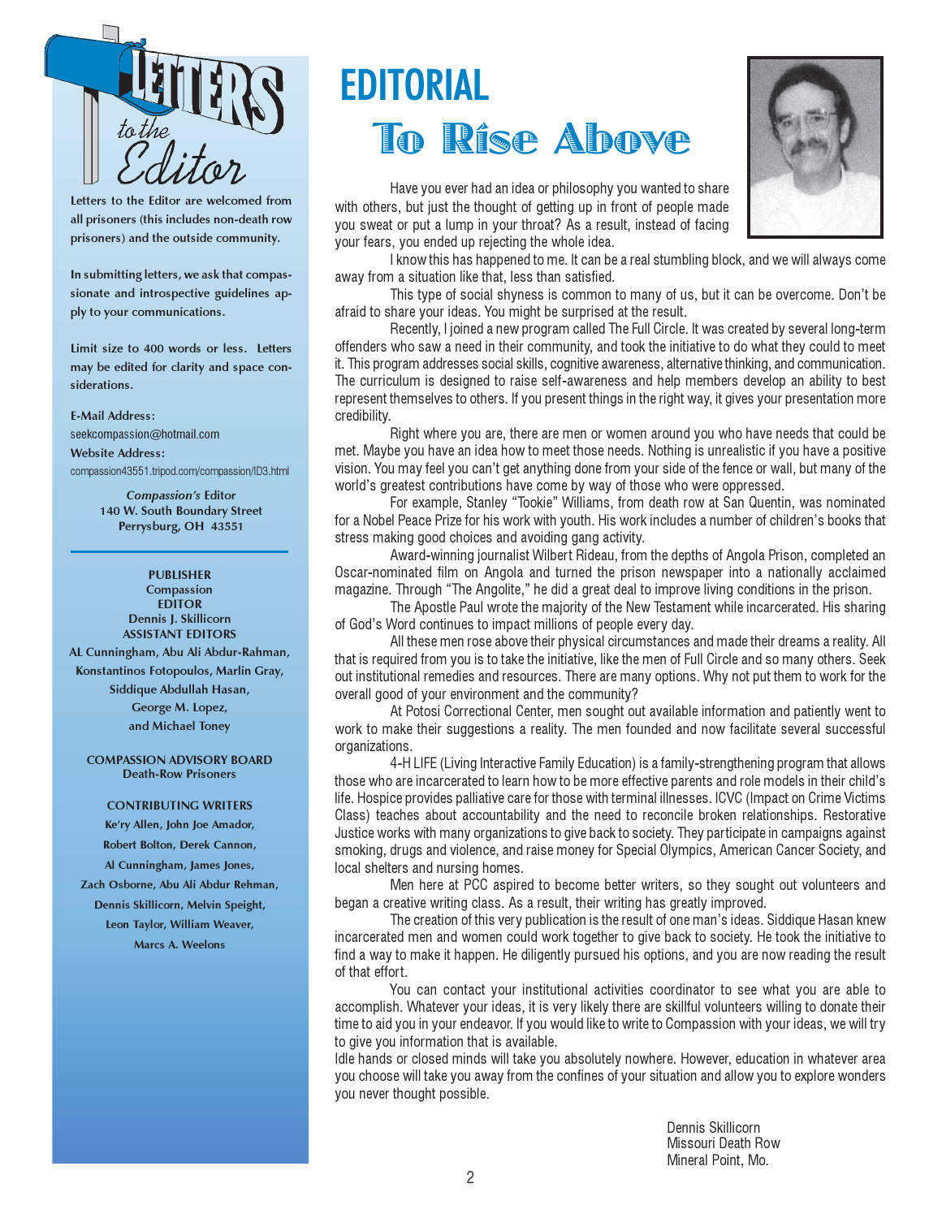## Letters to the Editor

Letters to the Editor are welcomed from all prisoners (this includes non-death row prisoners) and the outside community.

In submitting letters, we ask that compassionate and introspective guidelines apply to your communications.

Limit size to 400 words or less. Letters may be edited for clarity and space considerations.

E-Mail Address:
seekcompassion@hotmail.com
Website Address:
compassion43551.tripod.com/compassion/ID3.html

*Compassion's* Editor
140 W. South Boundary Street
Perrysburg, OH 43551

**PUBLISHER**
Compassion
**EDITOR**
Dennis J. Skillicorn
**ASSISTANT EDITORS**
AL Cunningham, Abu Ali Abdur-Rahman, Konstantinos Fotopoulos, Marlin Gray, Siddique Abdullah Hasan, George M. Lopez, and Michael Toney

**COMPASSION ADVISORY BOARD**
Death-Row Prisoners

**CONTRIBUTING WRITERS**
Ke'ry Allen, John Joe Amador, Robert Bolton, Derek Cannon, Al Cunningham, James Jones, Zach Osborne, Abu Ali Abdur Rehman, Dennis Skillicorn, Melvin Speight, Leon Taylor, William Weaver, Marcs A. Weelons

# EDITORIAL

## To Rise Above

Have you ever had an idea or philosophy you wanted to share with others, but just the thought of getting up in front of people made you sweat or put a lump in your throat? As a result, instead of facing your fears, you ended up rejecting the whole idea.

I know this has happened to me. It can be a real stumbling block, and we will always come away from a situation like that, less than satisfied.

This type of social shyness is common to many of us, but it can be overcome. Don't be afraid to share your ideas. You might be surprised at the result.

Recently, I joined a new program called The Full Circle. It was created by several long-term offenders who saw a need in their community, and took the initiative to do what they could to meet it. This program addresses social skills, cognitive awareness, alternative thinking, and communication. The curriculum is designed to raise self-awareness and help members develop an ability to best represent themselves to others. If you present things in the right way, it gives your presentation more credibility.

Right where you are, there are men or women around you who have needs that could be met. Maybe you have an idea how to meet those needs. Nothing is unrealistic if you have a positive vision. You may feel you can't get anything done from your side of the fence or wall, but many of the world's greatest contributions have come by way of those who were oppressed.

For example, Stanley "Tookie" Williams, from death row at San Quentin, was nominated for a Nobel Peace Prize for his work with youth. His work includes a number of children's books that stress making good choices and avoiding gang activity.

Award-winning journalist Wilbert Rideau, from the depths of Angola Prison, completed an Oscar-nominated film on Angola and turned the prison newspaper into a nationally acclaimed magazine. Through "The Angolite," he did a great deal to improve living conditions in the prison.

The Apostle Paul wrote the majority of the New Testament while incarcerated. His sharing of God's Word continues to impact millions of people every day.

All these men rose above their physical circumstances and made their dreams a reality. All that is required from you is to take the initiative, like the men of Full Circle and so many others. Seek out institutional remedies and resources. There are many options. Why not put them to work for the overall good of your environment and the community?

At Potosi Correctional Center, men sought out available information and patiently went to work to make their suggestions a reality. The men founded and now facilitate several successful organizations.

4-H LIFE (Living Interactive Family Education) is a family-strengthening program that allows those who are incarcerated to learn how to be more effective parents and role models in their child's life. Hospice provides palliative care for those with terminal illnesses. ICVC (Impact on Crime Victims Class) teaches about accountability and the need to reconcile broken relationships. Restorative Justice works with many organizations to give back to society. They participate in campaigns against smoking, drugs and violence, and raise money for Special Olympics, American Cancer Society, and local shelters and nursing homes.

Men here at PCC aspired to become better writers, so they sought out volunteers and began a creative writing class. As a result, their writing has greatly improved.

The creation of this very publication is the result of one man's ideas. Siddique Hasan knew incarcerated men and women could work together to give back to society. He took the initiative to find a way to make it happen. He diligently pursued his options, and you are now reading the result of that effort.

You can contact your institutional activities coordinator to see what you are able to accomplish. Whatever your ideas, it is very likely there are skillful volunteers willing to donate their time to aid you in your endeavor. If you would like to write to Compassion with your ideas, we will try to give you information that is available.

Idle hands or closed minds will take you absolutely nowhere. However, education in whatever area you choose will take you away from the confines of your situation and allow you to explore wonders you never thought possible.

Dennis Skillicorn
Missouri Death Row
Mineral Point, Mo.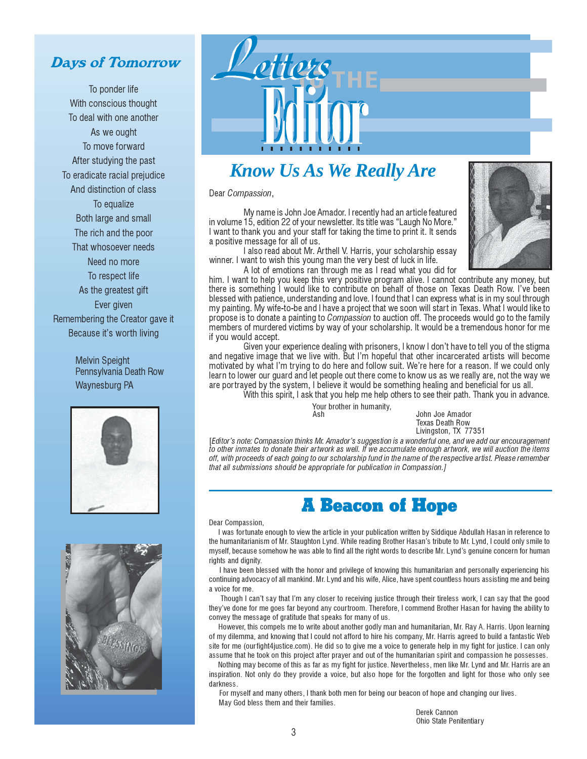# Letters to the Editor

## Days of Tomorrow

To ponder life
With conscious thought
To deal with one another
As we ought
To move forward
After studying the past
To eradicate racial prejudice
And distinction of class
To equalize
Both large and small
The rich and the poor
That whosoever needs
Need no more
To respect life
As the greatest gift
Ever given
Remembering the Creator gave it
Because it's worth living

Melvin Speight
Pennsylvania Death Row
Waynesburg PA

## Know Us As We Really Are

Dear *Compassion*,

My name is John Joe Amador. I recently had an article featured in volume 15, edition 22 of your newsletter. Its title was "Laugh No More." I want to thank you and your staff for taking the time to print it. It sends a positive message for all of us.

I also read about Mr. Arthell V. Harris, your scholarship essay winner. I want to wish this young man the very best of luck in life.

A lot of emotions ran through me as I read what you did for him. I want to help you keep this very positive program alive. I cannot contribute any money, but there is something I would like to contribute on behalf of those on Texas Death Row. I've been blessed with patience, understanding and love. I found that I can express what is in my soul through my painting. My wife-to-be and I have a project that we soon will start in Texas. What I would like to propose is to donate a painting to *Compassion* to auction off. The proceeds would go to the family members of murdered victims by way of your scholarship. It would be a tremendous honor for me if you would accept.

Given your experience dealing with prisoners, I know I don't have to tell you of the stigma and negative image that we live with. But I'm hopeful that other incarcerated artists will become motivated by what I'm trying to do here and follow suit. We're here for a reason. If we could only learn to lower our guard and let people out there come to know us as we really are, not the way we are portrayed by the system, I believe it would be something healing and beneficial for us all.

With this spirit, I ask that you help me help others to see their path. Thank you in advance.

Your brother in humanity,
Ash

John Joe Amador
Texas Death Row
Livingston, TX 77351

*[Editor's note: Compassion thinks Mr. Amador's suggestion is a wonderful one, and we add our encouragement to other inmates to donate their artwork as well. If we accumulate enough artwork, we will auction the items off, with proceeds of each going to our scholarship fund in the name of the respective artist. Please remember that all submissions should be appropriate for publication in Compassion.]*

## A Beacon of Hope

Dear Compassion,

I was fortunate enough to view the article in your publication written by Siddique Abdullah Hasan in reference to the humanitarianism of Mr. Staughton Lynd. While reading Brother Hasan's tribute to Mr. Lynd, I could only smile to myself, because somehow he was able to find all the right words to describe Mr. Lynd's genuine concern for human rights and dignity.

I have been blessed with the honor and privilege of knowing this humanitarian and personally experiencing his continuing advocacy of all mankind. Mr. Lynd and his wife, Alice, have spent countless hours assisting me and being a voice for me.

Though I can't say that I'm any closer to receiving justice through their tireless work, I can say that the good they've done for me goes far beyond any courtroom. Therefore, I commend Brother Hasan for having the ability to convey the message of gratitude that speaks for many of us.

However, this compels me to write about another godly man and humanitarian, Mr. Ray A. Harris. Upon learning of my dilemma, and knowing that I could not afford to hire his company, Mr. Harris agreed to build a fantastic Web site for me (ourfight4justice.com). He did so to give me a voice to generate help in my fight for justice. I can only assume that he took on this project after prayer and out of the humanitarian spirit and compassion he possesses.

Nothing may become of this as far as my fight for justice. Nevertheless, men like Mr. Lynd and Mr. Harris are an inspiration. Not only do they provide a voice, but also hope for the forgotten and light for those who only see darkness.

For myself and many others, I thank both men for being our beacon of hope and changing our lives.

May God bless them and their families.

Derek Cannon
Ohio State Penitentiary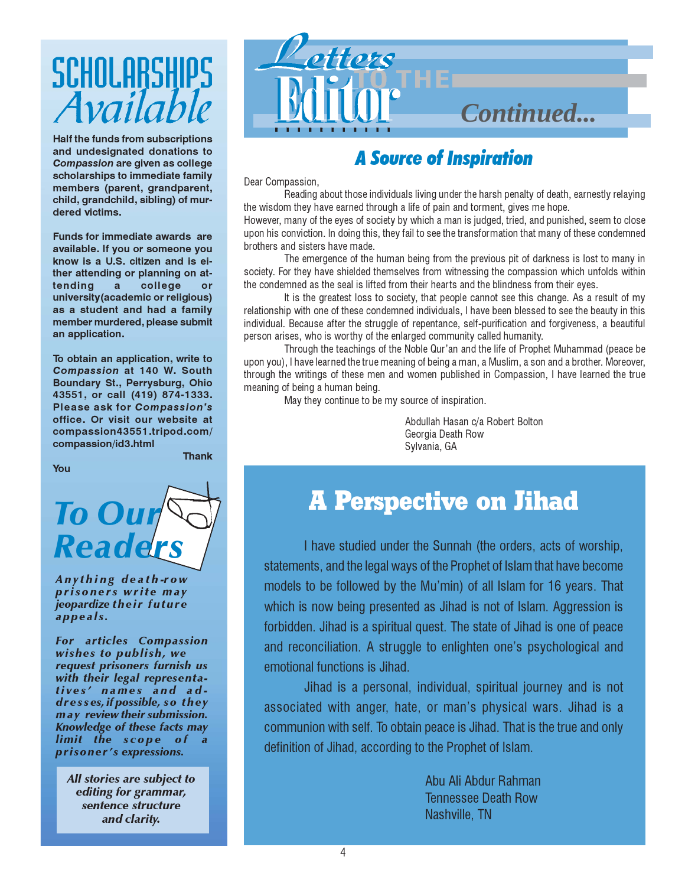# SCHOLARSHIPS *Available*

**Half the funds from subscriptions and undesignated donations to *Compassion* are given as college scholarships to immediate family members (parent, grandparent, child, grandchild, sibling) of murdered victims.**

**Funds for immediate awards are available. If you or someone you know is a U.S. citizen and is either attending or planning on attending a college or university(academic or religious) as a student and had a family member murdered, please submit an application.**

**To obtain an application, write to *Compassion* at 140 W. South Boundary St., Perrysburg, Ohio 43551, or call (419) 874-1333. Please ask for *Compassion's* office. Or visit our website at compassion43551.tripod.com/compassion/id3.html**

**Thank You**

## *To Our Readers*

***Anything death-row prisoners write may jeopardize their future appeals.***

***For articles Compassion wishes to publish, we request prisoners furnish us with their legal representatives' names and addresses, if possible, so they may review their submission. Knowledge of these facts may limit the scope of a prisoner's expressions.***

***All stories are subject to editing for grammar, sentence structure and clarity.***

# Letters TO THE Editor *Continued...*

## *A Source of Inspiration*

Dear Compassion,

Reading about those individuals living under the harsh penalty of death, earnestly relaying the wisdom they have earned through a life of pain and torment, gives me hope.

However, many of the eyes of society by which a man is judged, tried, and punished, seem to close upon his conviction. In doing this, they fail to see the transformation that many of these condemned brothers and sisters have made.

The emergence of the human being from the previous pit of darkness is lost to many in society. For they have shielded themselves from witnessing the compassion which unfolds within the condemned as the seal is lifted from their hearts and the blindness from their eyes.

It is the greatest loss to society, that people cannot see this change. As a result of my relationship with one of these condemned individuals, I have been blessed to see the beauty in this individual. Because after the struggle of repentance, self-purification and forgiveness, a beautiful person arises, who is worthy of the enlarged community called humanity.

Through the teachings of the Noble Qur'an and the life of Prophet Muhammad (peace be upon you), I have learned the true meaning of being a man, a Muslim, a son and a brother. Moreover, through the writings of these men and women published in Compassion, I have learned the true meaning of being a human being.

May they continue to be my source of inspiration.

Abdullah Hasan c/a Robert Bolton
Georgia Death Row
Sylvania, GA

## A Perspective on Jihad

I have studied under the Sunnah (the orders, acts of worship, statements, and the legal ways of the Prophet of Islam that have become models to be followed by the Mu'min) of all Islam for 16 years. That which is now being presented as Jihad is not of Islam. Aggression is forbidden. Jihad is a spiritual quest. The state of Jihad is one of peace and reconciliation. A struggle to enlighten one's psychological and emotional functions is Jihad.

Jihad is a personal, individual, spiritual journey and is not associated with anger, hate, or man's physical wars. Jihad is a communion with self. To obtain peace is Jihad. That is the true and only definition of Jihad, according to the Prophet of Islam.

Abu Ali Abdur Rahman
Tennessee Death Row
Nashville, TN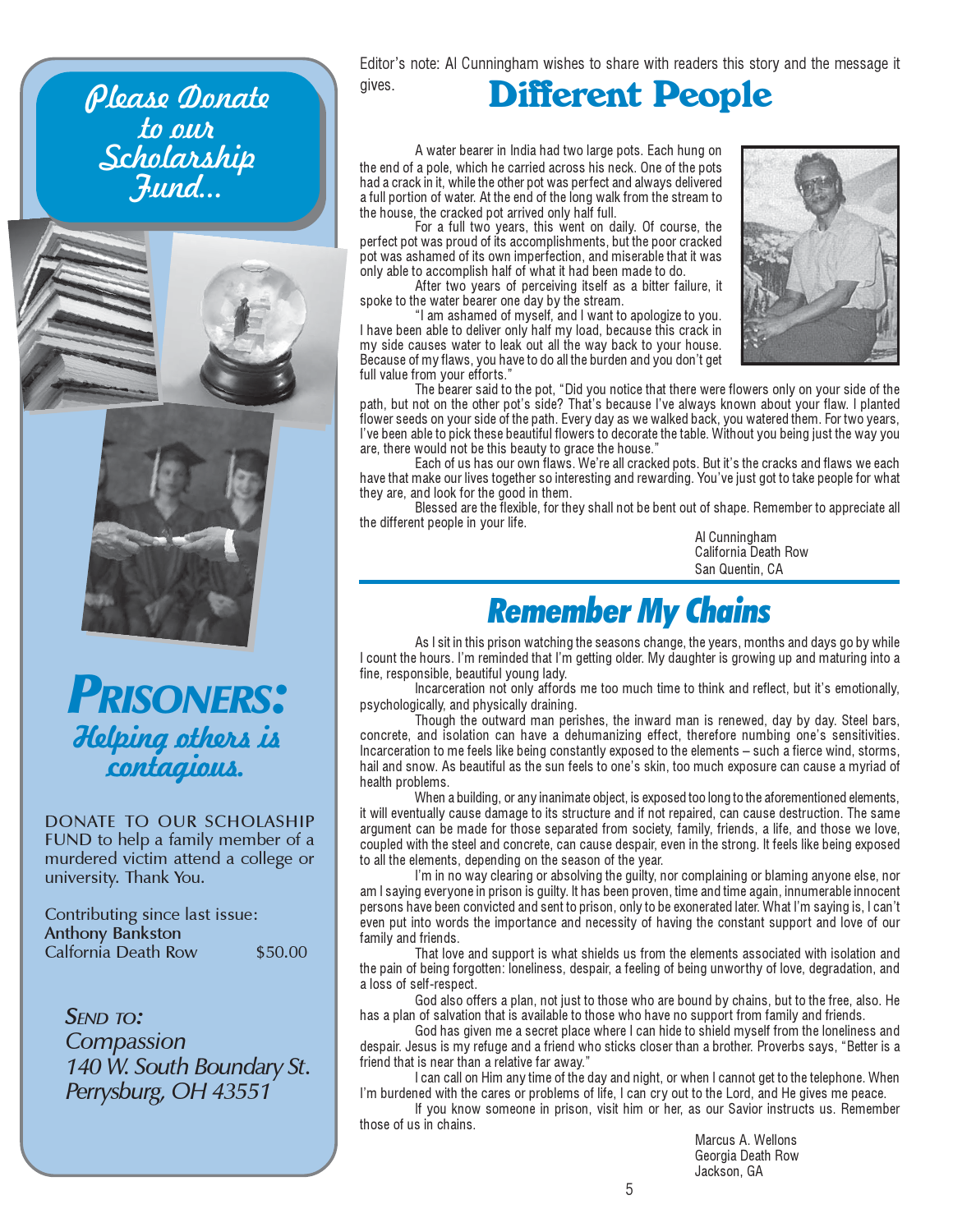## Please Donate to our Scholarship Fund...

## PRISONERS:

### Helping others is contagious.

DONATE TO OUR SCHOLASHIP FUND to help a family member of a murdered victim attend a college or university. Thank You.

Contributing since last issue:
**Anthony Bankston**
Calfornia Death Row $50.00

*SEND TO:*
*Compassion*
*140 W. South Boundary St.*
*Perrysburg, OH 43551*

Editor's note: Al Cunningham wishes to share with readers this story and the message it gives.

# Different People

A water bearer in India had two large pots. Each hung on the end of a pole, which he carried across his neck. One of the pots had a crack in it, while the other pot was perfect and always delivered a full portion of water. At the end of the long walk from the stream to the house, the cracked pot arrived only half full.

For a full two years, this went on daily. Of course, the perfect pot was proud of its accomplishments, but the poor cracked pot was ashamed of its own imperfection, and miserable that it was only able to accomplish half of what it had been made to do.

After two years of perceiving itself as a bitter failure, it spoke to the water bearer one day by the stream.

"I am ashamed of myself, and I want to apologize to you. I have been able to deliver only half my load, because this crack in my side causes water to leak out all the way back to your house. Because of my flaws, you have to do all the burden and you don't get full value from your efforts."

The bearer said to the pot, "Did you notice that there were flowers only on your side of the path, but not on the other pot's side? That's because I've always known about your flaw. I planted flower seeds on your side of the path. Every day as we walked back, you watered them. For two years, I've been able to pick these beautiful flowers to decorate the table. Without you being just the way you are, there would not be this beauty to grace the house."

Each of us has our own flaws. We're all cracked pots. But it's the cracks and flaws we each have that make our lives together so interesting and rewarding. You've just got to take people for what they are, and look for the good in them.

Blessed are the flexible, for they shall not be bent out of shape. Remember to appreciate all the different people in your life.

Al Cunningham
California Death Row
San Quentin, CA

# Remember My Chains

As I sit in this prison watching the seasons change, the years, months and days go by while I count the hours. I'm reminded that I'm getting older. My daughter is growing up and maturing into a fine, responsible, beautiful young lady.

Incarceration not only affords me too much time to think and reflect, but it's emotionally, psychologically, and physically draining.

Though the outward man perishes, the inward man is renewed, day by day. Steel bars, concrete, and isolation can have a dehumanizing effect, therefore numbing one's sensitivities. Incarceration to me feels like being constantly exposed to the elements – such a fierce wind, storms, hail and snow. As beautiful as the sun feels to one's skin, too much exposure can cause a myriad of health problems.

When a building, or any inanimate object, is exposed too long to the aforementioned elements, it will eventually cause damage to its structure and if not repaired, can cause destruction. The same argument can be made for those separated from society, family, friends, a life, and those we love, coupled with the steel and concrete, can cause despair, even in the strong. It feels like being exposed to all the elements, depending on the season of the year.

I'm in no way clearing or absolving the guilty, nor complaining or blaming anyone else, nor am I saying everyone in prison is guilty. It has been proven, time and time again, innumerable innocent persons have been convicted and sent to prison, only to be exonerated later. What I'm saying is, I can't even put into words the importance and necessity of having the constant support and love of our family and friends.

That love and support is what shields us from the elements associated with isolation and the pain of being forgotten: loneliness, despair, a feeling of being unworthy of love, degradation, and a loss of self-respect.

God also offers a plan, not just to those who are bound by chains, but to the free, also. He has a plan of salvation that is available to those who have no support from family and friends.

God has given me a secret place where I can hide to shield myself from the loneliness and despair. Jesus is my refuge and a friend who sticks closer than a brother. Proverbs says, "Better is a friend that is near than a relative far away."

I can call on Him any time of the day and night, or when I cannot get to the telephone. When I'm burdened with the cares or problems of life, I can cry out to the Lord, and He gives me peace.

If you know someone in prison, visit him or her, as our Savior instructs us. Remember those of us in chains.

Marcus A. Wellons
Georgia Death Row
Jackson, GA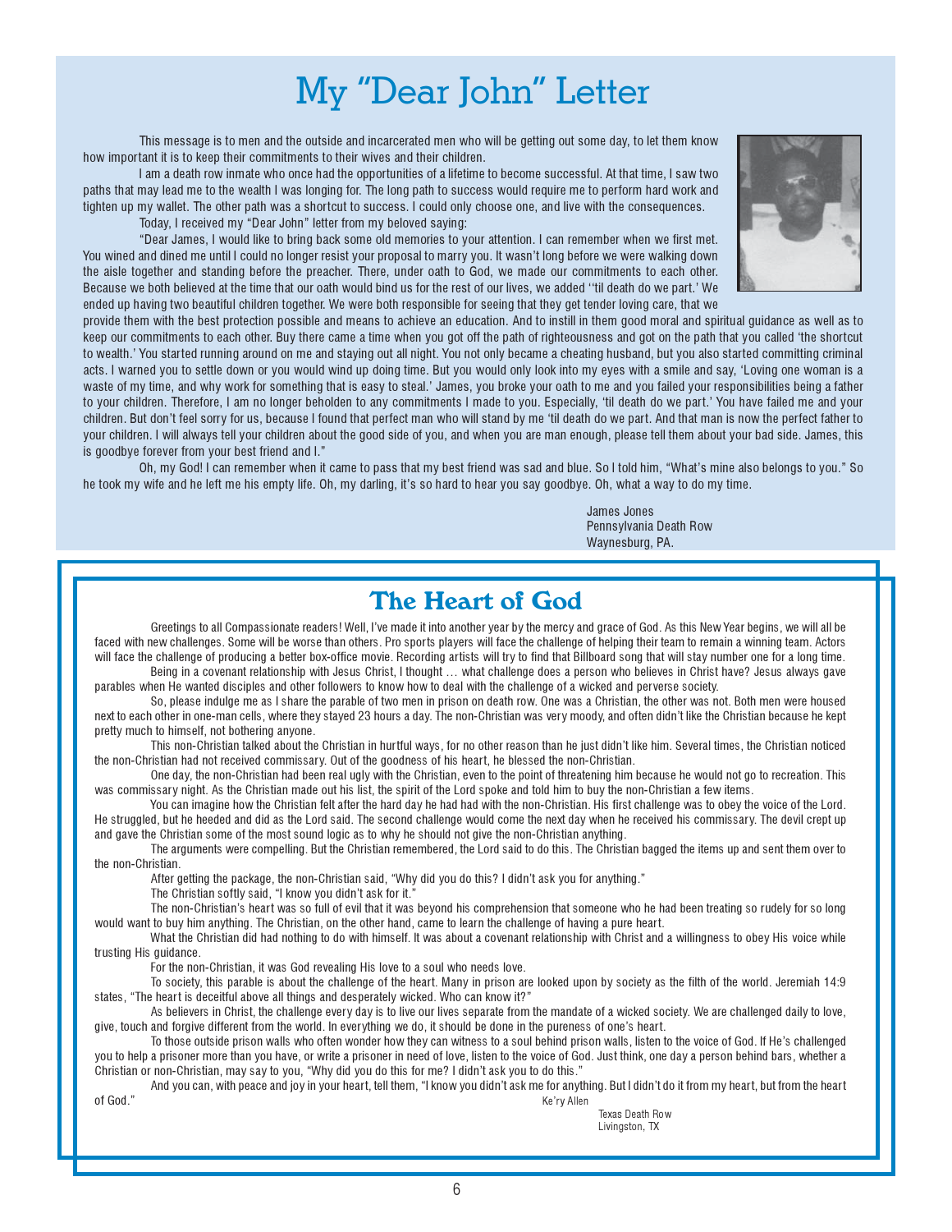# My "Dear John" Letter

This message is to men and the outside and incarcerated men who will be getting out some day, to let them know how important it is to keep their commitments to their wives and their children.

I am a death row inmate who once had the opportunities of a lifetime to become successful. At that time, I saw two paths that may lead me to the wealth I was longing for. The long path to success would require me to perform hard work and tighten up my wallet. The other path was a shortcut to success. I could only choose one, and live with the consequences.

Today, I received my "Dear John" letter from my beloved saying:

"Dear James, I would like to bring back some old memories to your attention. I can remember when we first met. You wined and dined me until I could no longer resist your proposal to marry you. It wasn't long before we were walking down the aisle together and standing before the preacher. There, under oath to God, we made our commitments to each other. Because we both believed at the time that our oath would bind us for the rest of our lives, we added ''til death do we part.' We ended up having two beautiful children together. We were both responsible for seeing that they get tender loving care, that we provide them with the best protection possible and means to achieve an education. And to instill in them good moral and spiritual guidance as well as to keep our commitments to each other. Buy there came a time when you got off the path of righteousness and got on the path that you called 'the shortcut to wealth.' You started running around on me and staying out all night. You not only became a cheating husband, but you also started committing criminal acts. I warned you to settle down or you would wind up doing time. But you would only look into my eyes with a smile and say, 'Loving one woman is a waste of my time, and why work for something that is easy to steal.' James, you broke your oath to me and you failed your responsibilities being a father to your children. Therefore, I am no longer beholden to any commitments I made to you. Especially, 'til death do we part.' You have failed me and your children. But don't feel sorry for us, because I found that perfect man who will stand by me 'til death do we part. And that man is now the perfect father to your children. I will always tell your children about the good side of you, and when you are man enough, please tell them about your bad side. James, this is goodbye forever from your best friend and I."

Oh, my God! I can remember when it came to pass that my best friend was sad and blue. So I told him, "What's mine also belongs to you." So he took my wife and he left me his empty life. Oh, my darling, it's so hard to hear you say goodbye. Oh, what a way to do my time.

James Jones
Pennsylvania Death Row
Waynesburg, PA.

## The Heart of God

Greetings to all Compassionate readers! Well, I've made it into another year by the mercy and grace of God. As this New Year begins, we will all be faced with new challenges. Some will be worse than others. Pro sports players will face the challenge of helping their team to remain a winning team. Actors will face the challenge of producing a better box-office movie. Recording artists will try to find that Billboard song that will stay number one for a long time.

Being in a covenant relationship with Jesus Christ, I thought … what challenge does a person who believes in Christ have? Jesus always gave parables when He wanted disciples and other followers to know how to deal with the challenge of a wicked and perverse society.

So, please indulge me as I share the parable of two men in prison on death row. One was a Christian, the other was not. Both men were housed next to each other in one-man cells, where they stayed 23 hours a day. The non-Christian was very moody, and often didn't like the Christian because he kept pretty much to himself, not bothering anyone.

This non-Christian talked about the Christian in hurtful ways, for no other reason than he just didn't like him. Several times, the Christian noticed the non-Christian had not received commissary. Out of the goodness of his heart, he blessed the non-Christian.

One day, the non-Christian had been real ugly with the Christian, even to the point of threatening him because he would not go to recreation. This was commissary night. As the Christian made out his list, the spirit of the Lord spoke and told him to buy the non-Christian a few items.

You can imagine how the Christian felt after the hard day he had had with the non-Christian. His first challenge was to obey the voice of the Lord. He struggled, but he heeded and did as the Lord said. The second challenge would come the next day when he received his commissary. The devil crept up and gave the Christian some of the most sound logic as to why he should not give the non-Christian anything.

The arguments were compelling. But the Christian remembered, the Lord said to do this. The Christian bagged the items up and sent them over to the non-Christian.

After getting the package, the non-Christian said, "Why did you do this? I didn't ask you for anything."

The Christian softly said, "I know you didn't ask for it."

The non-Christian's heart was so full of evil that it was beyond his comprehension that someone who he had been treating so rudely for so long would want to buy him anything. The Christian, on the other hand, came to learn the challenge of having a pure heart.

What the Christian did had nothing to do with himself. It was about a covenant relationship with Christ and a willingness to obey His voice while trusting His guidance.

For the non-Christian, it was God revealing His love to a soul who needs love.

To society, this parable is about the challenge of the heart. Many in prison are looked upon by society as the filth of the world. Jeremiah 14:9 states, "The heart is deceitful above all things and desperately wicked. Who can know it?"

As believers in Christ, the challenge every day is to live our lives separate from the mandate of a wicked society. We are challenged daily to love, give, touch and forgive different from the world. In everything we do, it should be done in the pureness of one's heart.

To those outside prison walls who often wonder how they can witness to a soul behind prison walls, listen to the voice of God. If He's challenged you to help a prisoner more than you have, or write a prisoner in need of love, listen to the voice of God. Just think, one day a person behind bars, whether a Christian or non-Christian, may say to you, "Why did you do this for me? I didn't ask you to do this."

And you can, with peace and joy in your heart, tell them, "I know you didn't ask me for anything. But I didn't do it from my heart, but from the heart of God."

Ke'ry Allen
Texas Death Row
Livingston, TX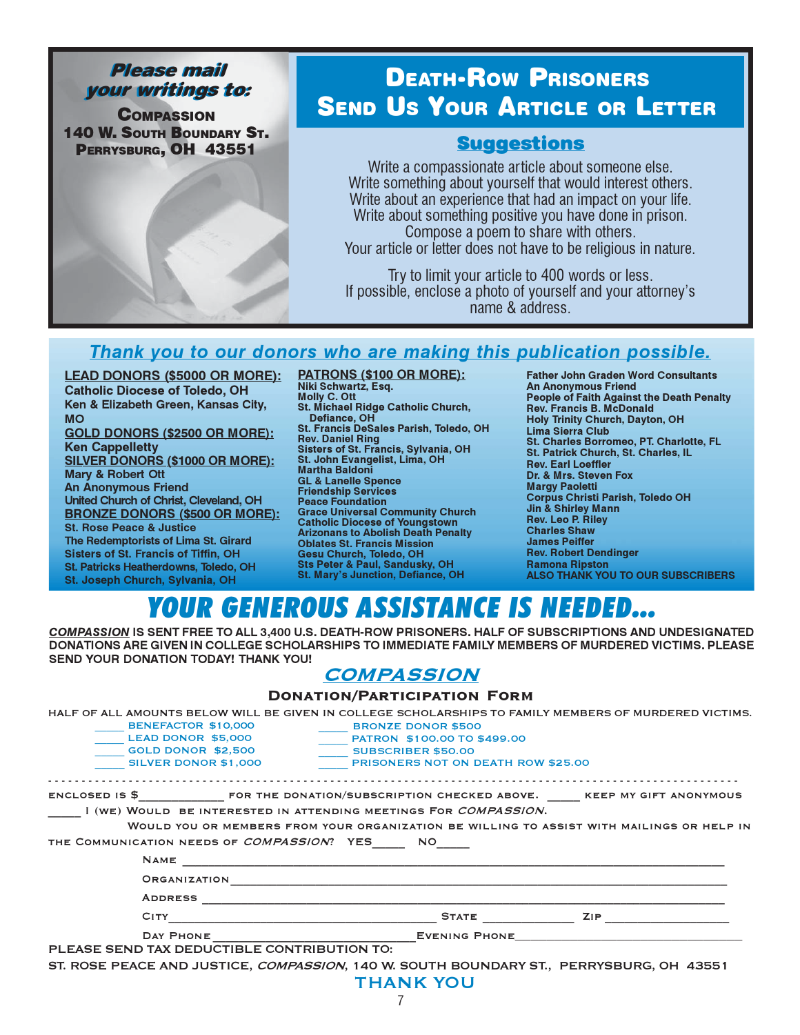**Please mail your writings to:**

**COMPASSION**
**140 W. SOUTH BOUNDARY ST.**
**PERRYSBURG, OH 43551**

# DEATH-ROW PRISONERS SEND US YOUR ARTICLE OR LETTER

## Suggestions

Write a compassionate article about someone else.
Write something about yourself that would interest others.
Write about an experience that had an impact on your life.
Write about something positive you have done in prison.
Compose a poem to share with others.
Your article or letter does not have to be religious in nature.

Try to limit your article to 400 words or less.
If possible, enclose a photo of yourself and your attorney's name & address.

## Thank you to our donors who are making this publication possible.

**LEAD DONORS ($5000 OR MORE):**
Catholic Diocese of Toledo, OH
Ken & Elizabeth Green, Kansas City, MO

**GOLD DONORS ($2500 OR MORE):**
Ken Cappelletty

**SILVER DONORS ($1000 OR MORE):**
Mary & Robert Ott
An Anonymous Friend
United Church of Christ, Cleveland, OH

**BRONZE DONORS ($500 OR MORE):**
St. Rose Peace & Justice
The Redemptorists of Lima St. Girard
Sisters of St. Francis of Tiffin, OH
St. Patricks Heatherdowns, Toledo, OH
St. Joseph Church, Sylvania, OH

**PATRONS ($100 OR MORE):**
Niki Schwartz, Esq.
Molly C. Ott
St. Michael Ridge Catholic Church, Defiance, OH
St. Francis DeSales Parish, Toledo, OH
Rev. Daniel Ring
Sisters of St. Francis, Sylvania, OH
St. John Evangelist, Lima, OH
Martha Baldoni
GL & Lanelle Spence
Friendship Services
Peace Foundation
Grace Universal Community Church
Catholic Diocese of Youngstown
Arizonans to Abolish Death Penalty
Oblates St. Francis Mission
Gesu Church, Toledo, OH
Sts Peter & Paul, Sandusky, OH
St. Mary's Junction, Defiance, OH
Father John Graden Word Consultants
An Anonymous Friend
People of Faith Against the Death Penalty
Rev. Francis B. McDonald
Holy Trinity Church, Dayton, OH
Lima Sierra Club
St. Charles Borromeo, PT. Charlotte, FL
St. Patrick Church, St. Charles, IL
Rev. Earl Loeffler
Dr. & Mrs. Steven Fox
Margy Paoletti
Corpus Christi Parish, Toledo OH
Jin & Shirley Mann
Rev. Leo P. Riley
Charles Shaw
James Peiffer
Rev. Robert Dendinger
Ramona Ripston
ALSO THANK YOU TO OUR SUBSCRIBERS

# YOUR GENEROUS ASSISTANCE IS NEEDED...

***COMPASSION*** **IS SENT FREE TO ALL 3,400 U.S. DEATH-ROW PRISONERS. HALF OF SUBSCRIPTIONS AND UNDESIGNATED DONATIONS ARE GIVEN IN COLLEGE SCHOLARSHIPS TO IMMEDIATE FAMILY MEMBERS OF MURDERED VICTIMS. PLEASE SEND YOUR DONATION TODAY! THANK YOU!**

## *COMPASSION*

### DONATION/PARTICIPATION FORM

HALF OF ALL AMOUNTS BELOW WILL BE GIVEN IN COLLEGE SCHOLARSHIPS TO FAMILY MEMBERS OF MURDERED VICTIMS.

____ BENEFACTOR $10,000
____ LEAD DONOR $5,000
____ GOLD DONOR $2,500
____ SILVER DONOR $1,000
____ BRONZE DONOR $500
____ PATRON $100.00 TO $499.00
____ SUBSCRIBER $50.00
____ PRISONERS NOT ON DEATH ROW $25.00

- - - - - - - - - - - - - - - - - - - - - - - - - - - - - - - - - - - - - - - - - - - - - - - -

ENCLOSED IS $____________ FOR THE DONATION/SUBSCRIPTION CHECKED ABOVE. _____ KEEP MY GIFT ANONYMOUS

_____ I (WE) WOULD BE INTERESTED IN ATTENDING MEETINGS FOR *COMPASSION*.

WOULD YOU OR MEMBERS FROM YOUR ORGANIZATION BE WILLING TO ASSIST WITH MAILINGS OR HELP IN THE COMMUNICATION NEEDS OF *COMPASSION*? YES_____ NO_____

NAME ________________________________________

ORGANIZATION ________________________________________

ADDRESS ________________________________________

CITY ____________________ STATE __________ ZIP ____________

DAY PHONE ____________________ EVENING PHONE ____________________

PLEASE SEND TAX DEDUCTIBLE CONTRIBUTION TO:

ST. ROSE PEACE AND JUSTICE, *COMPASSION*, 140 W. SOUTH BOUNDARY ST., PERRYSBURG, OH 43551

THANK YOU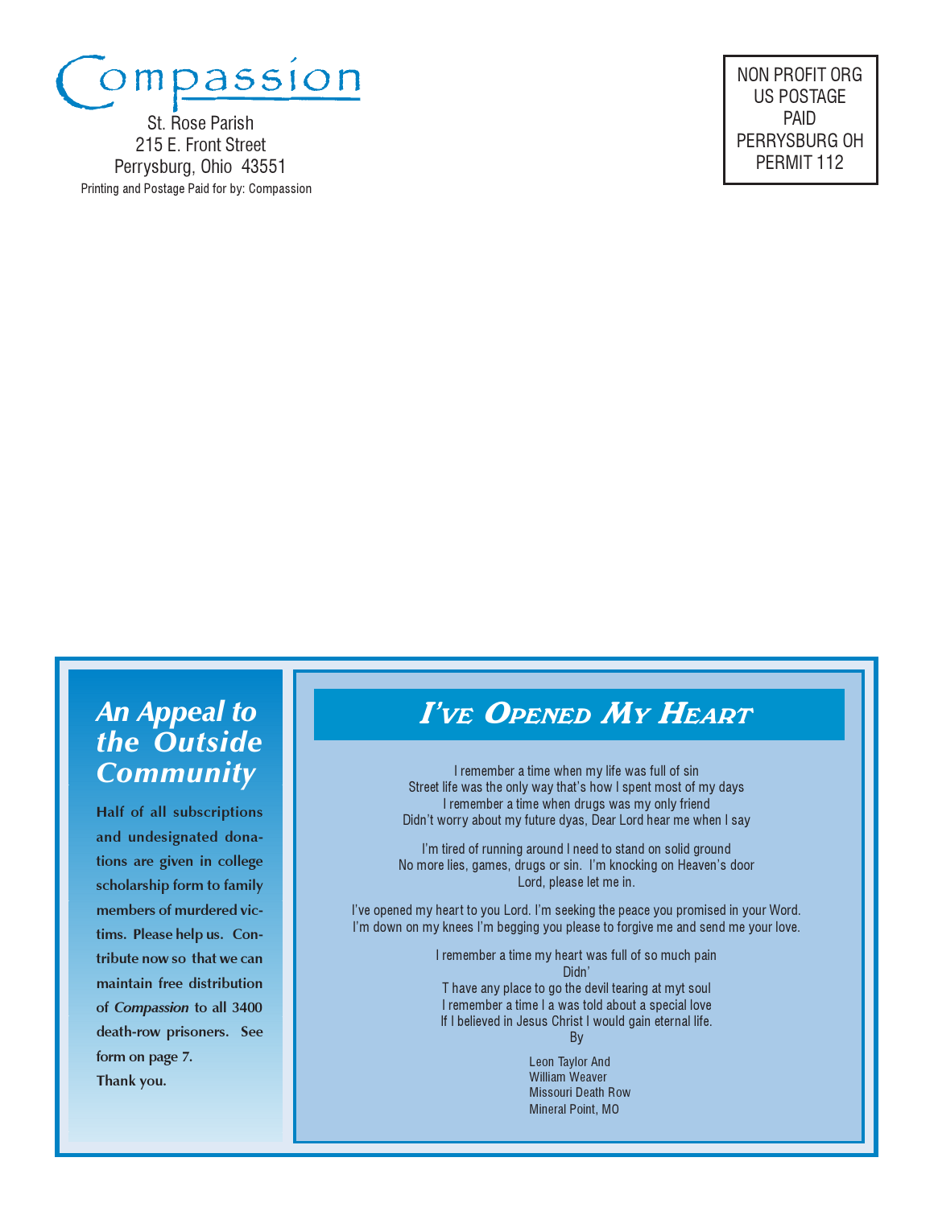# Compassion

St. Rose Parish
215 E. Front Street
Perrysburg, Ohio 43551
Printing and Postage Paid for by: Compassion

NON PROFIT ORG
US POSTAGE
PAID
PERRYSBURG OH
PERMIT 112

## An Appeal to the Outside Community

**Half of all subscriptions and undesignated donations are given in college scholarship form to family members of murdered victims. Please help us. Contribute now so that we can maintain free distribution of *Compassion* to all 3400 death-row prisoners. See form on page 7.**
**Thank you.**

## I've Opened My Heart

I remember a time when my life was full of sin
Street life was the only way that's how I spent most of my days
I remember a time when drugs was my only friend
Didn't worry about my future dyas, Dear Lord hear me when I say

I'm tired of running around I need to stand on solid ground
No more lies, games, drugs or sin. I'm knocking on Heaven's door
Lord, please let me in.

I've opened my heart to you Lord. I'm seeking the peace you promised in your Word.
I'm down on my knees I'm begging you please to forgive me and send me your love.

I remember a time my heart was full of so much pain
Didn'
T have any place to go the devil tearing at myt soul
I remember a time I a was told about a special love
If I believed in Jesus Christ I would gain eternal life.
By

Leon Taylor And
William Weaver
Missouri Death Row
Mineral Point, MO